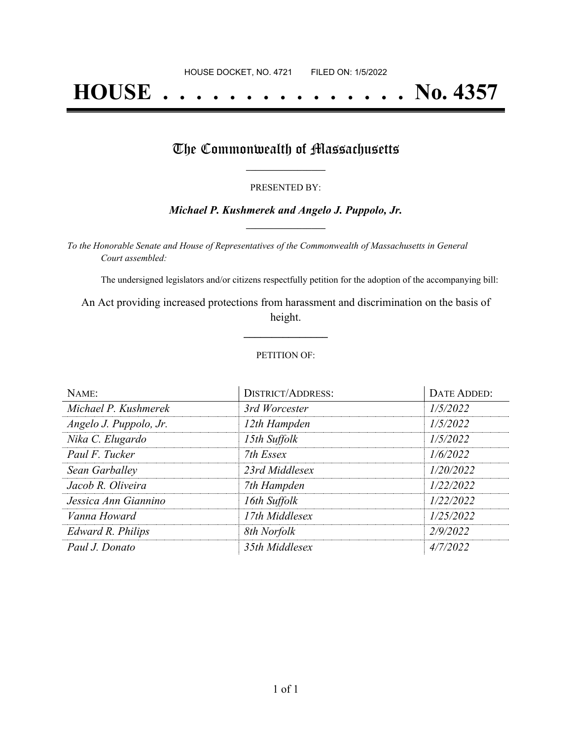HOUSE DOCKET, NO. 4721 FILED ON: 1/5/2022

# HOUSE . . . . . . . . . . . . . . . No. 4357

## The Commonwealth of Massachusetts

PRESENTED BY:

***Michael P. Kushmerek and Angelo J. Puppolo, Jr.***

*To the Honorable Senate and House of Representatives of the Commonwealth of Massachusetts in General Court assembled:*

The undersigned legislators and/or citizens respectfully petition for the adoption of the accompanying bill:

An Act providing increased protections from harassment and discrimination on the basis of height.

PETITION OF:

| NAME: | DISTRICT/ADDRESS: | DATE ADDED: |
| --- | --- | --- |
| *Michael P. Kushmerek* | *3rd Worcester* | *1/5/2022* |
| *Angelo J. Puppolo, Jr.* | *12th Hampden* | *1/5/2022* |
| *Nika C. Elugardo* | *15th Suffolk* | *1/5/2022* |
| *Paul F. Tucker* | *7th Essex* | *1/6/2022* |
| *Sean Garballey* | *23rd Middlesex* | *1/20/2022* |
| *Jacob R. Oliveira* | *7th Hampden* | *1/22/2022* |
| *Jessica Ann Giannino* | *16th Suffolk* | *1/22/2022* |
| *Vanna Howard* | *17th Middlesex* | *1/25/2022* |
| *Edward R. Philips* | *8th Norfolk* | *2/9/2022* |
| *Paul J. Donato* | *35th Middlesex* | *4/7/2022* |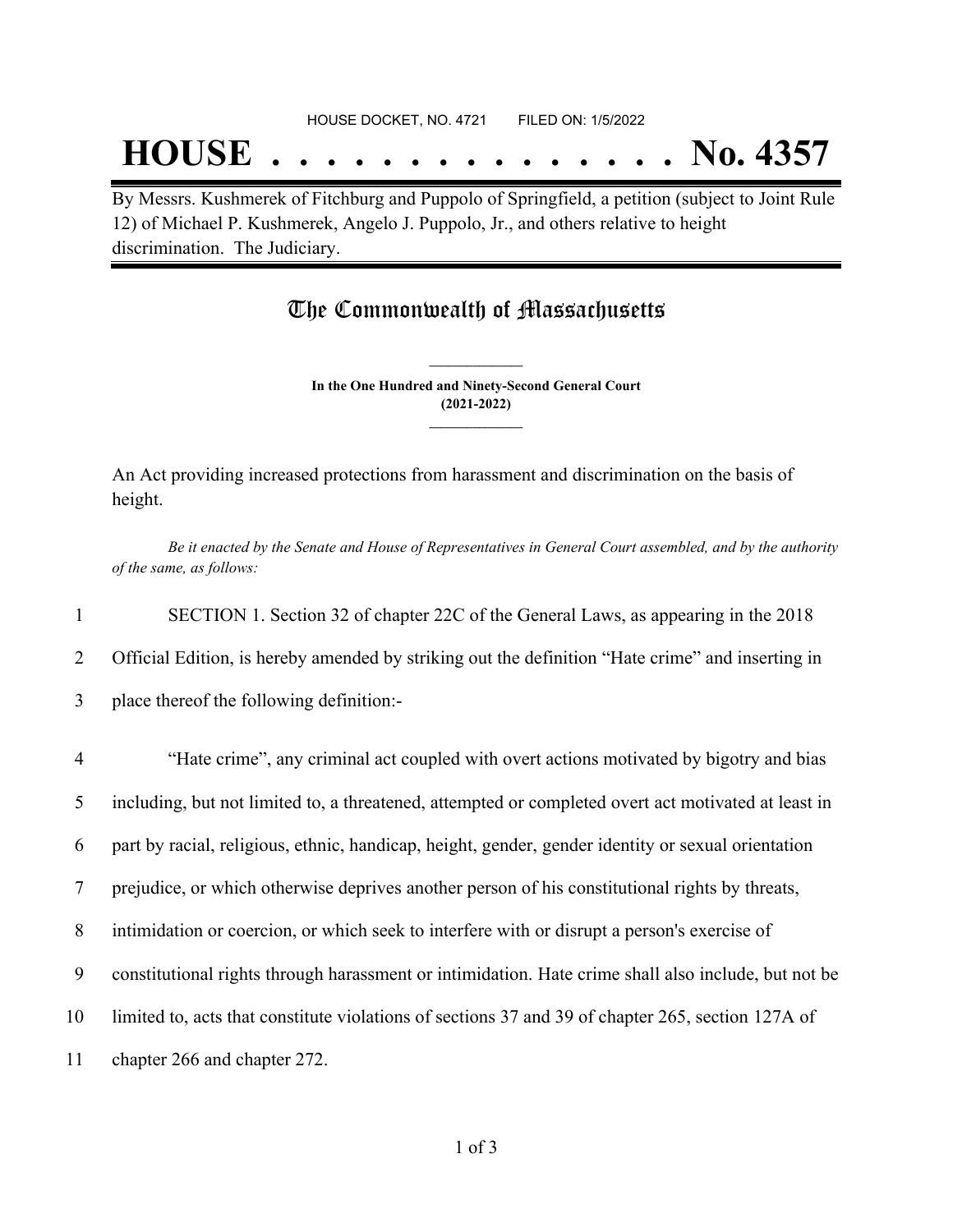HOUSE DOCKET, NO. 4721 FILED ON: 1/5/2022

# HOUSE . . . . . . . . . . . . . . . No. 4357

By Messrs. Kushmerek of Fitchburg and Puppolo of Springfield, a petition (subject to Joint Rule 12) of Michael P. Kushmerek, Angelo J. Puppolo, Jr., and others relative to height discrimination. The Judiciary.

## The Commonwealth of Massachusetts

**In the One Hundred and Ninety-Second General Court**
**(2021-2022)**

An Act providing increased protections from harassment and discrimination on the basis of height.

*Be it enacted by the Senate and House of Representatives in General Court assembled, and by the authority of the same, as follows:*

1 SECTION 1. Section 32 of chapter 22C of the General Laws, as appearing in the 2018
2 Official Edition, is hereby amended by striking out the definition "Hate crime" and inserting in
3 place thereof the following definition:-

4 "Hate crime", any criminal act coupled with overt actions motivated by bigotry and bias
5 including, but not limited to, a threatened, attempted or completed overt act motivated at least in
6 part by racial, religious, ethnic, handicap, height, gender, gender identity or sexual orientation
7 prejudice, or which otherwise deprives another person of his constitutional rights by threats,
8 intimidation or coercion, or which seek to interfere with or disrupt a person's exercise of
9 constitutional rights through harassment or intimidation. Hate crime shall also include, but not be
10 limited to, acts that constitute violations of sections 37 and 39 of chapter 265, section 127A of
11 chapter 266 and chapter 272.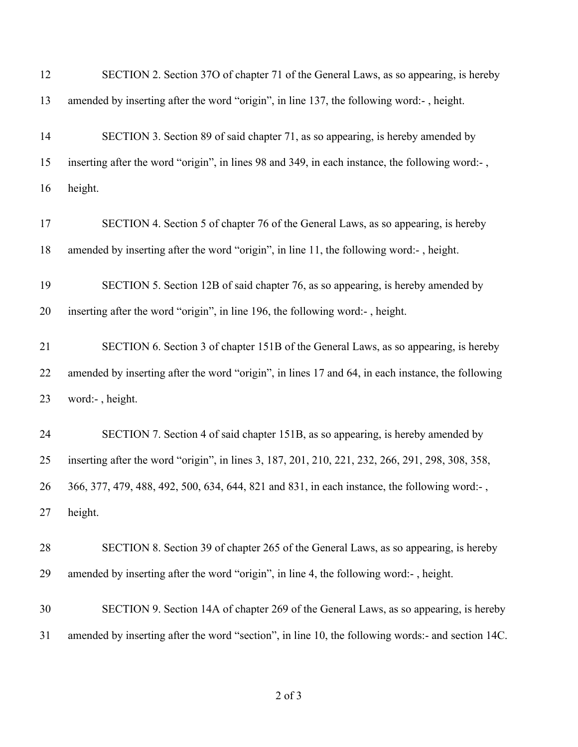SECTION 2. Section 37O of chapter 71 of the General Laws, as so appearing, is hereby amended by inserting after the word "origin", in line 137, the following word:- , height.

SECTION 3. Section 89 of said chapter 71, as so appearing, is hereby amended by inserting after the word "origin", in lines 98 and 349, in each instance, the following word:- , height.

SECTION 4. Section 5 of chapter 76 of the General Laws, as so appearing, is hereby amended by inserting after the word "origin", in line 11, the following word:- , height.

SECTION 5. Section 12B of said chapter 76, as so appearing, is hereby amended by inserting after the word "origin", in line 196, the following word:- , height.

SECTION 6. Section 3 of chapter 151B of the General Laws, as so appearing, is hereby amended by inserting after the word "origin", in lines 17 and 64, in each instance, the following word:- , height.

SECTION 7. Section 4 of said chapter 151B, as so appearing, is hereby amended by inserting after the word "origin", in lines 3, 187, 201, 210, 221, 232, 266, 291, 298, 308, 358, 366, 377, 479, 488, 492, 500, 634, 644, 821 and 831, in each instance, the following word:- , height.

SECTION 8. Section 39 of chapter 265 of the General Laws, as so appearing, is hereby amended by inserting after the word "origin", in line 4, the following word:- , height.

SECTION 9. Section 14A of chapter 269 of the General Laws, as so appearing, is hereby amended by inserting after the word "section", in line 10, the following words:- and section 14C.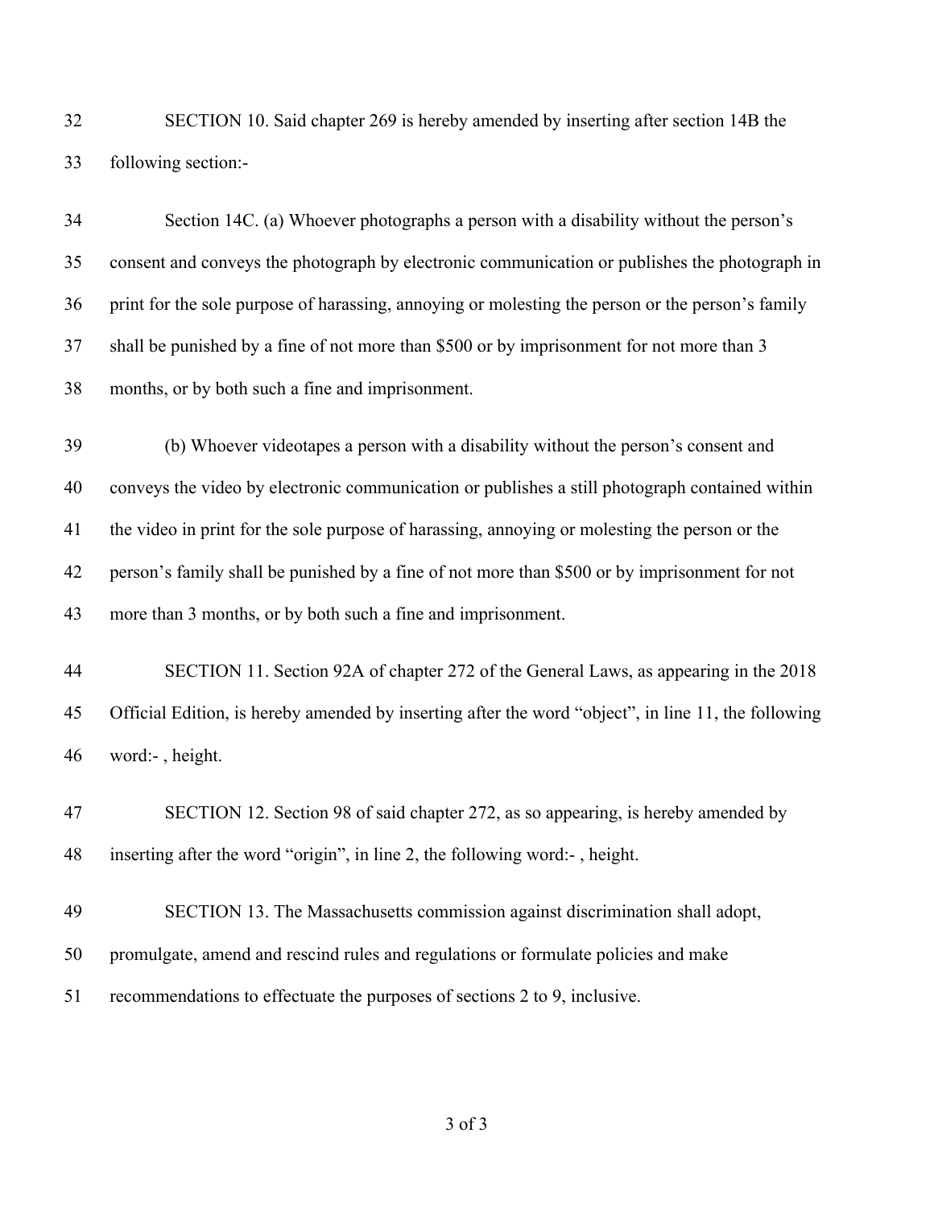SECTION 10. Said chapter 269 is hereby amended by inserting after section 14B the following section:-

Section 14C. (a) Whoever photographs a person with a disability without the person's consent and conveys the photograph by electronic communication or publishes the photograph in print for the sole purpose of harassing, annoying or molesting the person or the person's family shall be punished by a fine of not more than $500 or by imprisonment for not more than 3 months, or by both such a fine and imprisonment.

(b) Whoever videotapes a person with a disability without the person's consent and conveys the video by electronic communication or publishes a still photograph contained within the video in print for the sole purpose of harassing, annoying or molesting the person or the person's family shall be punished by a fine of not more than $500 or by imprisonment for not more than 3 months, or by both such a fine and imprisonment.

SECTION 11. Section 92A of chapter 272 of the General Laws, as appearing in the 2018 Official Edition, is hereby amended by inserting after the word "object", in line 11, the following word:- , height.

SECTION 12. Section 98 of said chapter 272, as so appearing, is hereby amended by inserting after the word "origin", in line 2, the following word:- , height.

SECTION 13. The Massachusetts commission against discrimination shall adopt, promulgate, amend and rescind rules and regulations or formulate policies and make recommendations to effectuate the purposes of sections 2 to 9, inclusive.